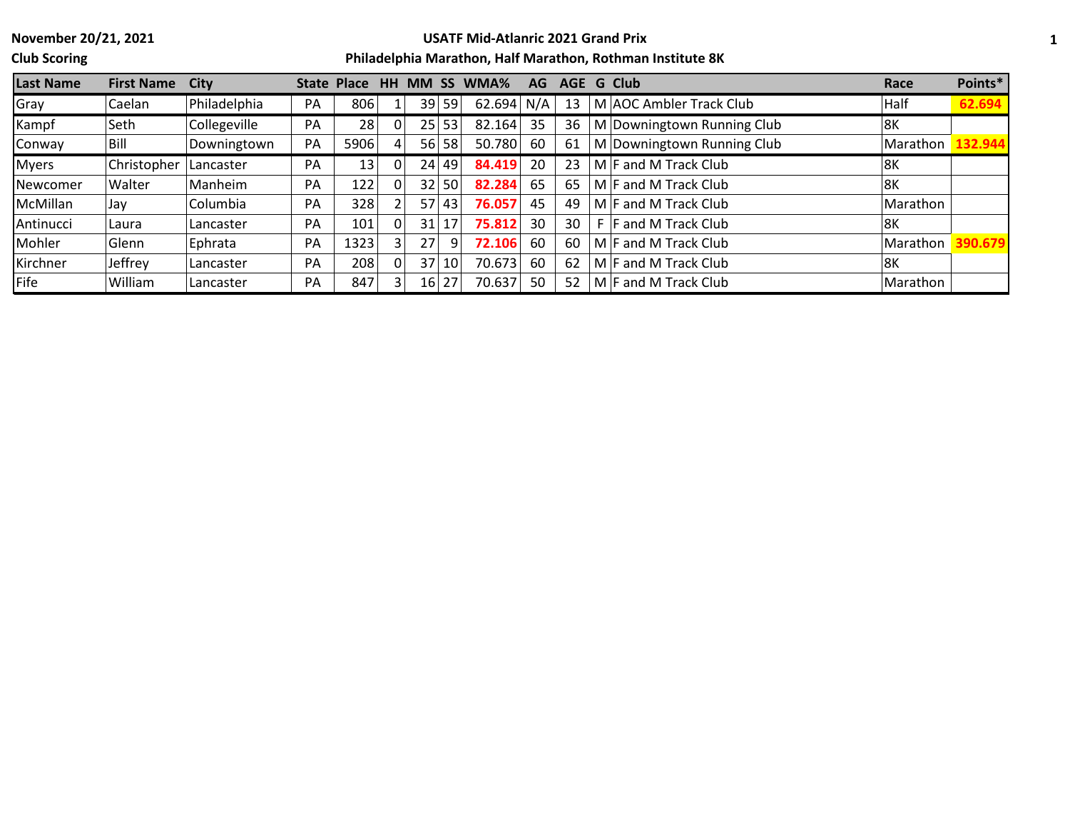**November 20/21, 2021**

**Club Scoring**

**USATF Mid-Atlanric 2021 Grand Prix**

**Philadelphia Marathon, Half Marathon, Rothman Institute 8K**

| Last Name | First Name | City | State | Place | HH | MM | SS | WMA% | AG | AGE | G | Club | Race | Points* |
|---|---|---|---|---|---|---|---|---|---|---|---|---|---|---|
| Gray | Caelan | Philadelphia | PA | 806 | 1 | 39 | 59 | 62.694 | N/A | 13 | M | AOC Ambler Track Club | Half | **62.694** |
| Kampf | Seth | Collegeville | PA | 28 | 0 | 25 | 53 | 82.164 | 35 | 36 | M | Downingtown Running Club | 8K | |
| Conway | Bill | Downingtown | PA | 5906 | 4 | 56 | 58 | 50.780 | 60 | 61 | M | Downingtown Running Club | Marathon | **132.944** |
| Myers | Christopher | Lancaster | PA | 13 | 0 | 24 | 49 | **84.419** | 20 | 23 | M | F and M Track Club | 8K | |
| Newcomer | Walter | Manheim | PA | 122 | 0 | 32 | 50 | **82.284** | 65 | 65 | M | F and M Track Club | 8K | |
| McMillan | Jay | Columbia | PA | 328 | 2 | 57 | 43 | **76.057** | 45 | 49 | M | F and M Track Club | Marathon | |
| Antinucci | Laura | Lancaster | PA | 101 | 0 | 31 | 17 | **75.812** | 30 | 30 | F | F and M Track Club | 8K | |
| Mohler | Glenn | Ephrata | PA | 1323 | 3 | 27 | 9 | **72.106** | 60 | 60 | M | F and M Track Club | Marathon | **390.679** |
| Kirchner | Jeffrey | Lancaster | PA | 208 | 0 | 37 | 10 | 70.673 | 60 | 62 | M | F and M Track Club | 8K | |
| Fife | William | Lancaster | PA | 847 | 3 | 16 | 27 | 70.637 | 50 | 52 | M | F and M Track Club | Marathon | |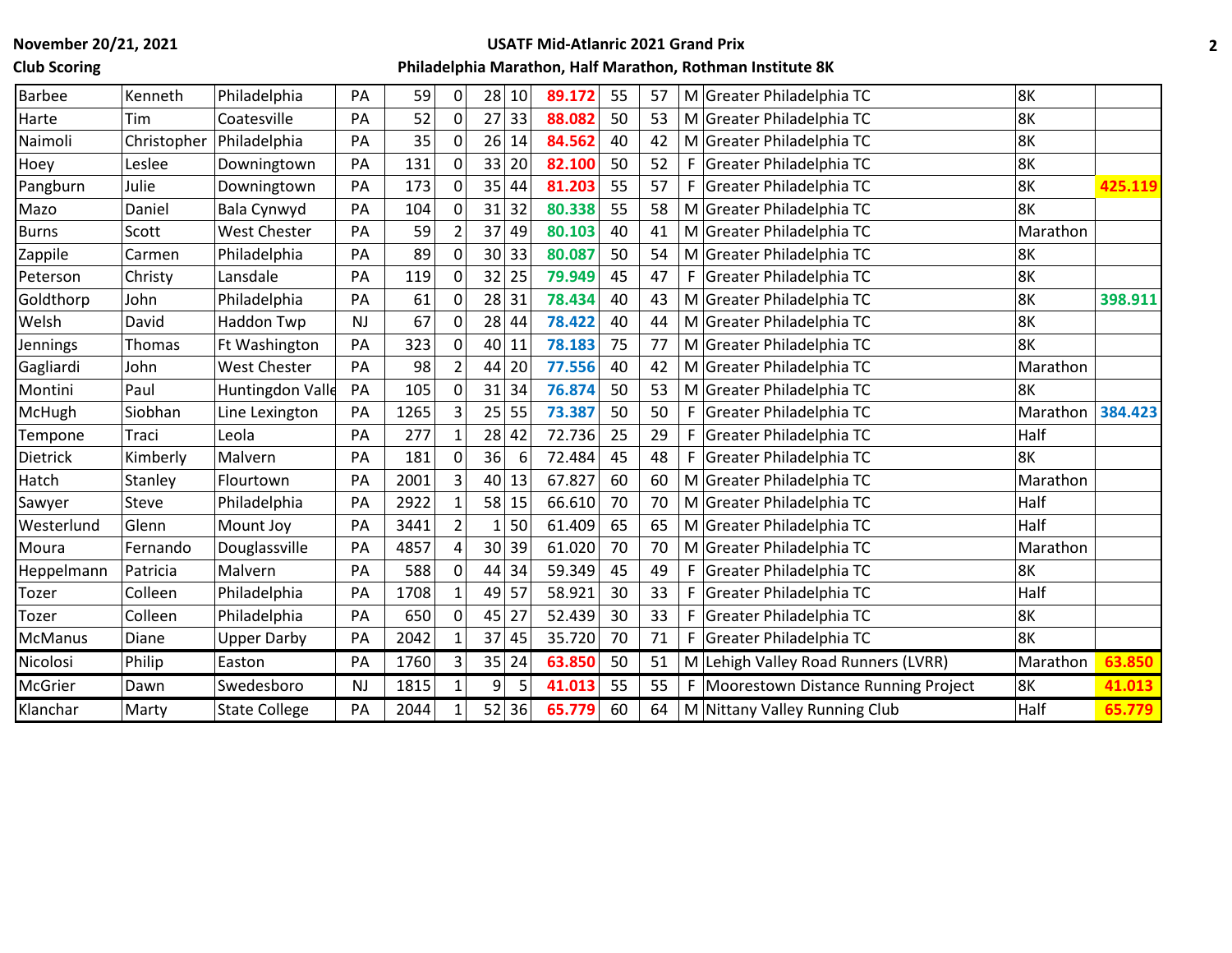November 20/21, 2021

**USATF Mid-Atlanric 2021 Grand Prix**

**Philadelphia Marathon, Half Marathon, Rothman Institute 8K**

**Club Scoring**

| | | | | | | | | | | | | | | |
|---|---|---|---|---|---|---|---|---|---|---|---|---|---|---|
| Barbee | Kenneth | Philadelphia | PA | 59 | 0 | 28 | 10 | 89.172 | 55 | 57 | M | Greater Philadelphia TC | 8K | |
| Harte | Tim | Coatesville | PA | 52 | 0 | 27 | 33 | 88.082 | 50 | 53 | M | Greater Philadelphia TC | 8K | |
| Naimoli | Christopher | Philadelphia | PA | 35 | 0 | 26 | 14 | 84.562 | 40 | 42 | M | Greater Philadelphia TC | 8K | |
| Hoey | Leslee | Downingtown | PA | 131 | 0 | 33 | 20 | 82.100 | 50 | 52 | F | Greater Philadelphia TC | 8K | |
| Pangburn | Julie | Downingtown | PA | 173 | 0 | 35 | 44 | 81.203 | 55 | 57 | F | Greater Philadelphia TC | 8K | 425.119 |
| Mazo | Daniel | Bala Cynwyd | PA | 104 | 0 | 31 | 32 | 80.338 | 55 | 58 | M | Greater Philadelphia TC | 8K | |
| Burns | Scott | West Chester | PA | 59 | 2 | 37 | 49 | 80.103 | 40 | 41 | M | Greater Philadelphia TC | Marathon | |
| Zappile | Carmen | Philadelphia | PA | 89 | 0 | 30 | 33 | 80.087 | 50 | 54 | M | Greater Philadelphia TC | 8K | |
| Peterson | Christy | Lansdale | PA | 119 | 0 | 32 | 25 | 79.949 | 45 | 47 | F | Greater Philadelphia TC | 8K | |
| Goldthorp | John | Philadelphia | PA | 61 | 0 | 28 | 31 | 78.434 | 40 | 43 | M | Greater Philadelphia TC | 8K | 398.911 |
| Welsh | David | Haddon Twp | NJ | 67 | 0 | 28 | 44 | 78.422 | 40 | 44 | M | Greater Philadelphia TC | 8K | |
| Jennings | Thomas | Ft Washington | PA | 323 | 0 | 40 | 11 | 78.183 | 75 | 77 | M | Greater Philadelphia TC | 8K | |
| Gagliardi | John | West Chester | PA | 98 | 2 | 44 | 20 | 77.556 | 40 | 42 | M | Greater Philadelphia TC | Marathon | |
| Montini | Paul | Huntingdon Valle | PA | 105 | 0 | 31 | 34 | 76.874 | 50 | 53 | M | Greater Philadelphia TC | 8K | |
| McHugh | Siobhan | Line Lexington | PA | 1265 | 3 | 25 | 55 | 73.387 | 50 | 50 | F | Greater Philadelphia TC | Marathon | 384.423 |
| Tempone | Traci | Leola | PA | 277 | 1 | 28 | 42 | 72.736 | 25 | 29 | F | Greater Philadelphia TC | Half | |
| Dietrick | Kimberly | Malvern | PA | 181 | 0 | 36 | 6 | 72.484 | 45 | 48 | F | Greater Philadelphia TC | 8K | |
| Hatch | Stanley | Flourtown | PA | 2001 | 3 | 40 | 13 | 67.827 | 60 | 60 | M | Greater Philadelphia TC | Marathon | |
| Sawyer | Steve | Philadelphia | PA | 2922 | 1 | 58 | 15 | 66.610 | 70 | 70 | M | Greater Philadelphia TC | Half | |
| Westerlund | Glenn | Mount Joy | PA | 3441 | 2 | 1 | 50 | 61.409 | 65 | 65 | M | Greater Philadelphia TC | Half | |
| Moura | Fernando | Douglassville | PA | 4857 | 4 | 30 | 39 | 61.020 | 70 | 70 | M | Greater Philadelphia TC | Marathon | |
| Heppelmann | Patricia | Malvern | PA | 588 | 0 | 44 | 34 | 59.349 | 45 | 49 | F | Greater Philadelphia TC | 8K | |
| Tozer | Colleen | Philadelphia | PA | 1708 | 1 | 49 | 57 | 58.921 | 30 | 33 | F | Greater Philadelphia TC | Half | |
| Tozer | Colleen | Philadelphia | PA | 650 | 0 | 45 | 27 | 52.439 | 30 | 33 | F | Greater Philadelphia TC | 8K | |
| McManus | Diane | Upper Darby | PA | 2042 | 1 | 37 | 45 | 35.720 | 70 | 71 | F | Greater Philadelphia TC | 8K | |
| Nicolosi | Philip | Easton | PA | 1760 | 3 | 35 | 24 | 63.850 | 50 | 51 | M | Lehigh Valley Road Runners (LVRR) | Marathon | 63.850 |
| McGrier | Dawn | Swedesboro | NJ | 1815 | 1 | 9 | 5 | 41.013 | 55 | 55 | F | Moorestown Distance Running Project | 8K | 41.013 |
| Klanchar | Marty | State College | PA | 2044 | 1 | 52 | 36 | 65.779 | 60 | 64 | M | Nittany Valley Running Club | Half | 65.779 |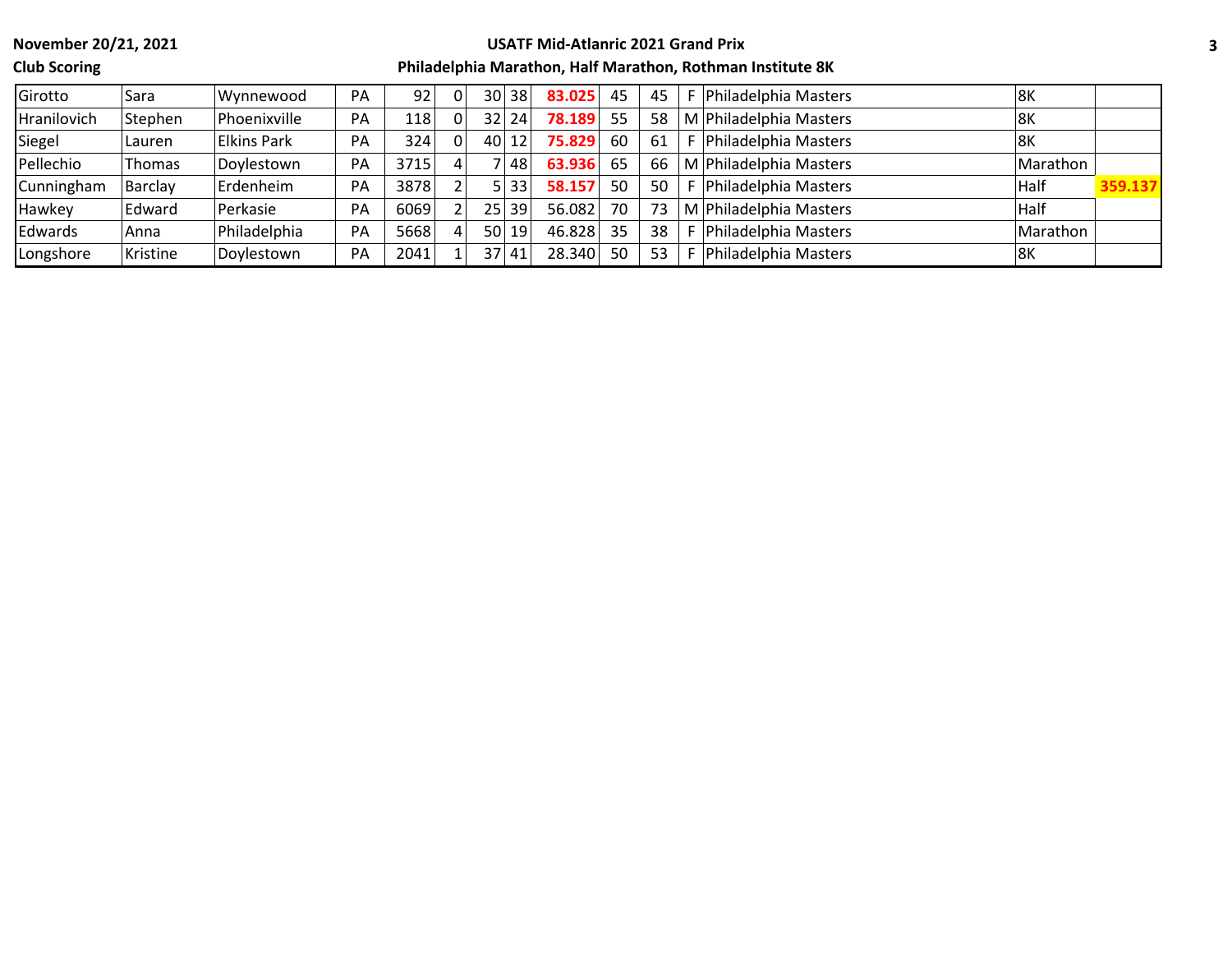**November 20/21, 2021**

**Club Scoring**

**USATF Mid-Atlanric 2021 Grand Prix**

**Philadelphia Marathon, Half Marathon, Rothman Institute 8K**

| | | | | | | | | | | | | | | |
|---|---|---|---|---|---|---|---|---|---|---|---|---|---|---|
| Girotto | Sara | Wynnewood | PA | 92 | 0 | 30 | 38 | **83.025** | 45 | 45 | F | Philadelphia Masters | 8K | |
| Hranilovich | Stephen | Phoenixville | PA | 118 | 0 | 32 | 24 | **78.189** | 55 | 58 | M | Philadelphia Masters | 8K | |
| Siegel | Lauren | Elkins Park | PA | 324 | 0 | 40 | 12 | **75.829** | 60 | 61 | F | Philadelphia Masters | 8K | |
| Pellechio | Thomas | Doylestown | PA | 3715 | 4 | 7 | 48 | **63.936** | 65 | 66 | M | Philadelphia Masters | Marathon | |
| Cunningham | Barclay | Erdenheim | PA | 3878 | 2 | 5 | 33 | **58.157** | 50 | 50 | F | Philadelphia Masters | Half | **359.137** |
| Hawkey | Edward | Perkasie | PA | 6069 | 2 | 25 | 39 | 56.082 | 70 | 73 | M | Philadelphia Masters | Half | |
| Edwards | Anna | Philadelphia | PA | 5668 | 4 | 50 | 19 | 46.828 | 35 | 38 | F | Philadelphia Masters | Marathon | |
| Longshore | Kristine | Doylestown | PA | 2041 | 1 | 37 | 41 | 28.340 | 50 | 53 | F | Philadelphia Masters | 8K | |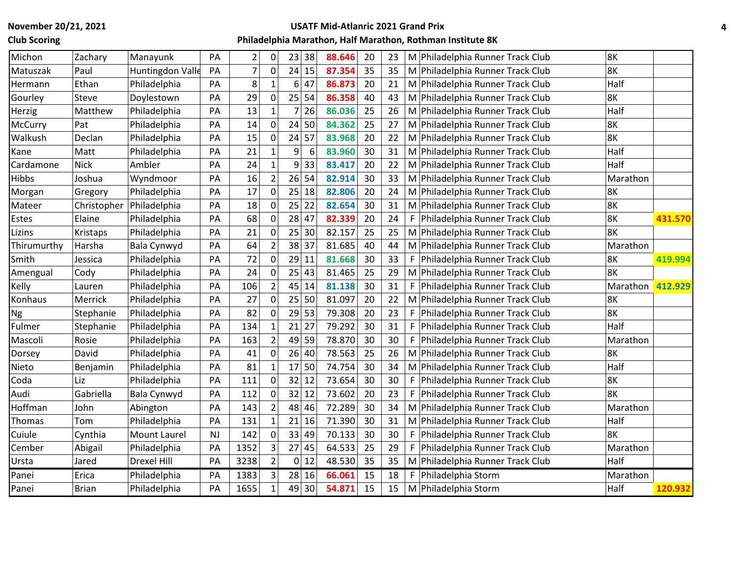**November 20/21, 2021**

**Club Scoring**

**USATF Mid-Atlanric 2021 Grand Prix**

**Philadelphia Marathon, Half Marathon, Rothman Institute 8K**

| | | | | | | | | | | | | | | |
|---|---|---|---|---|---|---|---|---|---|---|---|---|---|---|
| Michon | Zachary | Manayunk | PA | 2 | 0 | 23 | 38 | 88.646 | 20 | 23 | M | Philadelphia Runner Track Club | 8K | |
| Matuszak | Paul | Huntingdon Valle | PA | 7 | 0 | 24 | 15 | 87.354 | 35 | 35 | M | Philadelphia Runner Track Club | 8K | |
| Hermann | Ethan | Philadelphia | PA | 8 | 1 | 6 | 47 | 86.873 | 20 | 21 | M | Philadelphia Runner Track Club | Half | |
| Gourley | Steve | Doylestown | PA | 29 | 0 | 25 | 54 | 86.358 | 40 | 43 | M | Philadelphia Runner Track Club | 8K | |
| Herzig | Matthew | Philadelphia | PA | 13 | 1 | 7 | 26 | 86.036 | 25 | 26 | M | Philadelphia Runner Track Club | Half | |
| McCurry | Pat | Philadelphia | PA | 14 | 0 | 24 | 50 | 84.362 | 25 | 27 | M | Philadelphia Runner Track Club | 8K | |
| Walkush | Declan | Philadelphia | PA | 15 | 0 | 24 | 57 | 83.968 | 20 | 22 | M | Philadelphia Runner Track Club | 8K | |
| Kane | Matt | Philadelphia | PA | 21 | 1 | 9 | 6 | 83.960 | 30 | 31 | M | Philadelphia Runner Track Club | Half | |
| Cardamone | Nick | Ambler | PA | 24 | 1 | 9 | 33 | 83.417 | 20 | 22 | M | Philadelphia Runner Track Club | Half | |
| Hibbs | Joshua | Wyndmoor | PA | 16 | 2 | 26 | 54 | 82.914 | 30 | 33 | M | Philadelphia Runner Track Club | Marathon | |
| Morgan | Gregory | Philadelphia | PA | 17 | 0 | 25 | 18 | 82.806 | 20 | 24 | M | Philadelphia Runner Track Club | 8K | |
| Mateer | Christopher | Philadelphia | PA | 18 | 0 | 25 | 22 | 82.654 | 30 | 31 | M | Philadelphia Runner Track Club | 8K | |
| Estes | Elaine | Philadelphia | PA | 68 | 0 | 28 | 47 | 82.339 | 20 | 24 | F | Philadelphia Runner Track Club | 8K | 431.570 |
| Lizins | Kristaps | Philadelphia | PA | 21 | 0 | 25 | 30 | 82.157 | 25 | 25 | M | Philadelphia Runner Track Club | 8K | |
| Thirumurthy | Harsha | Bala Cynwyd | PA | 64 | 2 | 38 | 37 | 81.685 | 40 | 44 | M | Philadelphia Runner Track Club | Marathon | |
| Smith | Jessica | Philadelphia | PA | 72 | 0 | 29 | 11 | 81.668 | 30 | 33 | F | Philadelphia Runner Track Club | 8K | 419.994 |
| Amengual | Cody | Philadelphia | PA | 24 | 0 | 25 | 43 | 81.465 | 25 | 29 | M | Philadelphia Runner Track Club | 8K | |
| Kelly | Lauren | Philadelphia | PA | 106 | 2 | 45 | 14 | 81.138 | 30 | 31 | F | Philadelphia Runner Track Club | Marathon | 412.929 |
| Konhaus | Merrick | Philadelphia | PA | 27 | 0 | 25 | 50 | 81.097 | 20 | 22 | M | Philadelphia Runner Track Club | 8K | |
| Ng | Stephanie | Philadelphia | PA | 82 | 0 | 29 | 53 | 79.308 | 20 | 23 | F | Philadelphia Runner Track Club | 8K | |
| Fulmer | Stephanie | Philadelphia | PA | 134 | 1 | 21 | 27 | 79.292 | 30 | 31 | F | Philadelphia Runner Track Club | Half | |
| Mascoli | Rosie | Philadelphia | PA | 163 | 2 | 49 | 59 | 78.870 | 30 | 30 | F | Philadelphia Runner Track Club | Marathon | |
| Dorsey | David | Philadelphia | PA | 41 | 0 | 26 | 40 | 78.563 | 25 | 26 | M | Philadelphia Runner Track Club | 8K | |
| Nieto | Benjamin | Philadelphia | PA | 81 | 1 | 17 | 50 | 74.754 | 30 | 34 | M | Philadelphia Runner Track Club | Half | |
| Coda | Liz | Philadelphia | PA | 111 | 0 | 32 | 12 | 73.654 | 30 | 30 | F | Philadelphia Runner Track Club | 8K | |
| Audi | Gabriella | Bala Cynwyd | PA | 112 | 0 | 32 | 12 | 73.602 | 20 | 23 | F | Philadelphia Runner Track Club | 8K | |
| Hoffman | John | Abington | PA | 143 | 2 | 48 | 46 | 72.289 | 30 | 34 | M | Philadelphia Runner Track Club | Marathon | |
| Thomas | Tom | Philadelphia | PA | 131 | 1 | 21 | 16 | 71.390 | 30 | 31 | M | Philadelphia Runner Track Club | Half | |
| Cuiule | Cynthia | Mount Laurel | NJ | 142 | 0 | 33 | 49 | 70.133 | 30 | 30 | F | Philadelphia Runner Track Club | 8K | |
| Cember | Abigail | Philadelphia | PA | 1352 | 3 | 27 | 45 | 64.533 | 25 | 29 | F | Philadelphia Runner Track Club | Marathon | |
| Ursta | Jared | Drexel Hill | PA | 3238 | 2 | 0 | 12 | 48.530 | 35 | 35 | M | Philadelphia Runner Track Club | Half | |
| Panei | Erica | Philadelphia | PA | 1383 | 3 | 28 | 16 | 66.061 | 15 | 18 | F | Philadelphia Storm | Marathon | |
| Panei | Brian | Philadelphia | PA | 1655 | 1 | 49 | 30 | 54.871 | 15 | 15 | M | Philadelphia Storm | Half | 120.932 |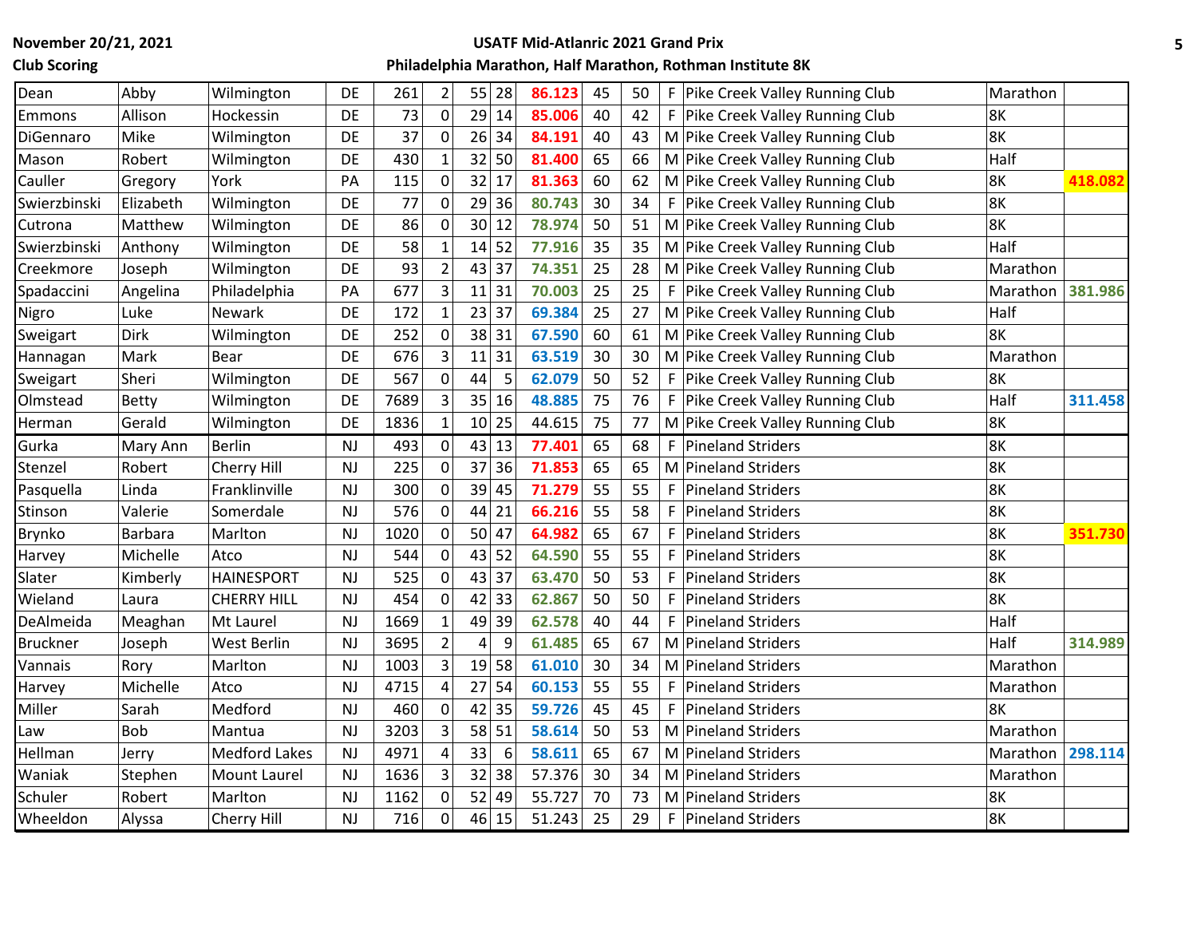**November 20/21, 2021** **USATF Mid-Atlanric 2021 Grand Prix**

**Club Scoring** **Philadelphia Marathon, Half Marathon, Rothman Institute 8K**

| | | | | | | | | | | | | | | |
|---|---|---|---|---|---|---|---|---|---|---|---|---|---|---|
| Dean | Abby | Wilmington | DE | 261 | 2 | 55 | 28 | 86.123 | 45 | 50 | F | Pike Creek Valley Running Club | Marathon | |
| Emmons | Allison | Hockessin | DE | 73 | 0 | 29 | 14 | 85.006 | 40 | 42 | F | Pike Creek Valley Running Club | 8K | |
| DiGennaro | Mike | Wilmington | DE | 37 | 0 | 26 | 34 | 84.191 | 40 | 43 | M | Pike Creek Valley Running Club | 8K | |
| Mason | Robert | Wilmington | DE | 430 | 1 | 32 | 50 | 81.400 | 65 | 66 | M | Pike Creek Valley Running Club | Half | |
| Cauller | Gregory | York | PA | 115 | 0 | 32 | 17 | 81.363 | 60 | 62 | M | Pike Creek Valley Running Club | 8K | 418.082 |
| Swierzbinski | Elizabeth | Wilmington | DE | 77 | 0 | 29 | 36 | 80.743 | 30 | 34 | F | Pike Creek Valley Running Club | 8K | |
| Cutrona | Matthew | Wilmington | DE | 86 | 0 | 30 | 12 | 78.974 | 50 | 51 | M | Pike Creek Valley Running Club | 8K | |
| Swierzbinski | Anthony | Wilmington | DE | 58 | 1 | 14 | 52 | 77.916 | 35 | 35 | M | Pike Creek Valley Running Club | Half | |
| Creekmore | Joseph | Wilmington | DE | 93 | 2 | 43 | 37 | 74.351 | 25 | 28 | M | Pike Creek Valley Running Club | Marathon | |
| Spadaccini | Angelina | Philadelphia | PA | 677 | 3 | 11 | 31 | 70.003 | 25 | 25 | F | Pike Creek Valley Running Club | Marathon | 381.986 |
| Nigro | Luke | Newark | DE | 172 | 1 | 23 | 37 | 69.384 | 25 | 27 | M | Pike Creek Valley Running Club | Half | |
| Sweigart | Dirk | Wilmington | DE | 252 | 0 | 38 | 31 | 67.590 | 60 | 61 | M | Pike Creek Valley Running Club | 8K | |
| Hannagan | Mark | Bear | DE | 676 | 3 | 11 | 31 | 63.519 | 30 | 30 | M | Pike Creek Valley Running Club | Marathon | |
| Sweigart | Sheri | Wilmington | DE | 567 | 0 | 44 | 5 | 62.079 | 50 | 52 | F | Pike Creek Valley Running Club | 8K | |
| Olmstead | Betty | Wilmington | DE | 7689 | 3 | 35 | 16 | 48.885 | 75 | 76 | F | Pike Creek Valley Running Club | Half | 311.458 |
| Herman | Gerald | Wilmington | DE | 1836 | 1 | 10 | 25 | 44.615 | 75 | 77 | M | Pike Creek Valley Running Club | 8K | |
| Gurka | Mary Ann | Berlin | NJ | 493 | 0 | 43 | 13 | 77.401 | 65 | 68 | F | Pineland Striders | 8K | |
| Stenzel | Robert | Cherry Hill | NJ | 225 | 0 | 37 | 36 | 71.853 | 65 | 65 | M | Pineland Striders | 8K | |
| Pasquella | Linda | Franklinville | NJ | 300 | 0 | 39 | 45 | 71.279 | 55 | 55 | F | Pineland Striders | 8K | |
| Stinson | Valerie | Somerdale | NJ | 576 | 0 | 44 | 21 | 66.216 | 55 | 58 | F | Pineland Striders | 8K | |
| Brynko | Barbara | Marlton | NJ | 1020 | 0 | 50 | 47 | 64.982 | 65 | 67 | F | Pineland Striders | 8K | 351.730 |
| Harvey | Michelle | Atco | NJ | 544 | 0 | 43 | 52 | 64.590 | 55 | 55 | F | Pineland Striders | 8K | |
| Slater | Kimberly | HAINESPORT | NJ | 525 | 0 | 43 | 37 | 63.470 | 50 | 53 | F | Pineland Striders | 8K | |
| Wieland | Laura | CHERRY HILL | NJ | 454 | 0 | 42 | 33 | 62.867 | 50 | 50 | F | Pineland Striders | 8K | |
| DeAlmeida | Meaghan | Mt Laurel | NJ | 1669 | 1 | 49 | 39 | 62.578 | 40 | 44 | F | Pineland Striders | Half | |
| Bruckner | Joseph | West Berlin | NJ | 3695 | 2 | 4 | 9 | 61.485 | 65 | 67 | M | Pineland Striders | Half | 314.989 |
| Vannais | Rory | Marlton | NJ | 1003 | 3 | 19 | 58 | 61.010 | 30 | 34 | M | Pineland Striders | Marathon | |
| Harvey | Michelle | Atco | NJ | 4715 | 4 | 27 | 54 | 60.153 | 55 | 55 | F | Pineland Striders | Marathon | |
| Miller | Sarah | Medford | NJ | 460 | 0 | 42 | 35 | 59.726 | 45 | 45 | F | Pineland Striders | 8K | |
| Law | Bob | Mantua | NJ | 3203 | 3 | 58 | 51 | 58.614 | 50 | 53 | M | Pineland Striders | Marathon | |
| Hellman | Jerry | Medford Lakes | NJ | 4971 | 4 | 33 | 6 | 58.611 | 65 | 67 | M | Pineland Striders | Marathon | 298.114 |
| Waniak | Stephen | Mount Laurel | NJ | 1636 | 3 | 32 | 38 | 57.376 | 30 | 34 | M | Pineland Striders | Marathon | |
| Schuler | Robert | Marlton | NJ | 1162 | 0 | 52 | 49 | 55.727 | 70 | 73 | M | Pineland Striders | 8K | |
| Wheeldon | Alyssa | Cherry Hill | NJ | 716 | 0 | 46 | 15 | 51.243 | 25 | 29 | F | Pineland Striders | 8K | |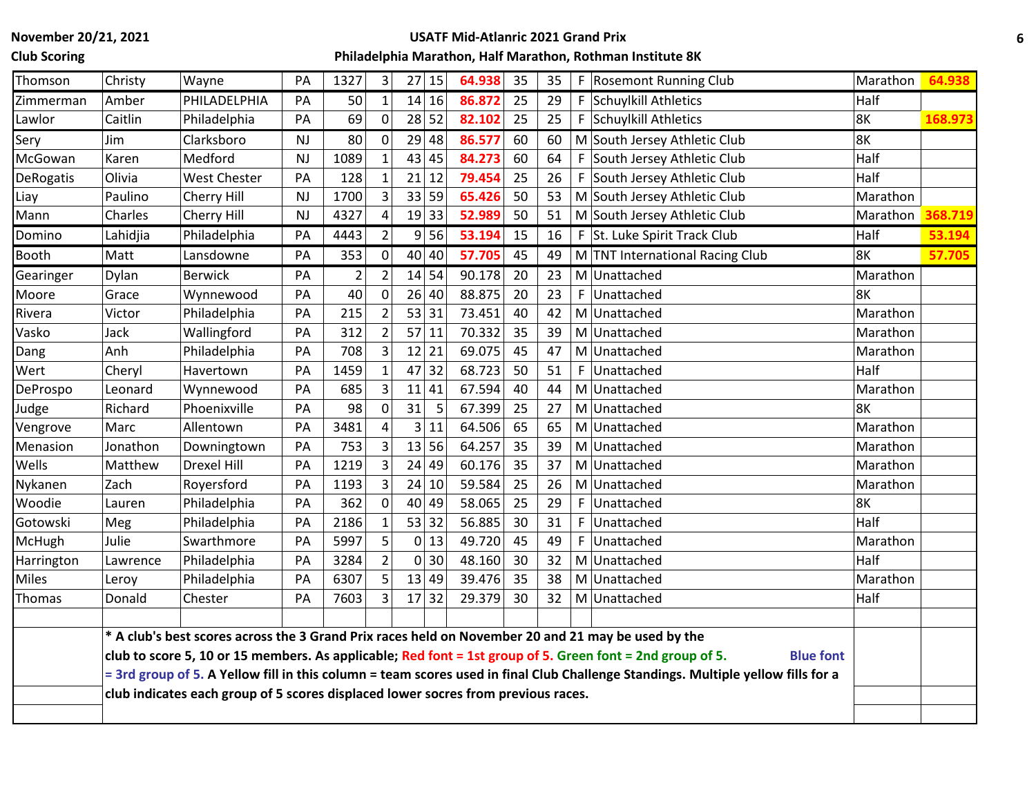**November 20/21, 2021**

**Club Scoring**

**USATF Mid-Atlanric 2021 Grand Prix**

**Philadelphia Marathon, Half Marathon, Rothman Institute 8K**

| | | | | | | | | | | | | | | |
|---|---|---|---|---|---|---|---|---|---|---|---|---|---|---|
| Thomson | Christy | Wayne | PA | 1327 | 3 | 27 | 15 | **64.938** | 35 | 35 | F | Rosemont Running Club | Marathon | **64.938** |
| Zimmerman | Amber | PHILADELPHIA | PA | 50 | 1 | 14 | 16 | **86.872** | 25 | 29 | F | Schuylkill Athletics | Half | |
| Lawlor | Caitlin | Philadelphia | PA | 69 | 0 | 28 | 52 | **82.102** | 25 | 25 | F | Schuylkill Athletics | 8K | **168.973** |
| Sery | Jim | Clarksboro | NJ | 80 | 0 | 29 | 48 | **86.577** | 60 | 60 | M | South Jersey Athletic Club | 8K | |
| McGowan | Karen | Medford | NJ | 1089 | 1 | 43 | 45 | **84.273** | 60 | 64 | F | South Jersey Athletic Club | Half | |
| DeRogatis | Olivia | West Chester | PA | 128 | 1 | 21 | 12 | **79.454** | 25 | 26 | F | South Jersey Athletic Club | Half | |
| Liay | Paulino | Cherry Hill | NJ | 1700 | 3 | 33 | 59 | **65.426** | 50 | 53 | M | South Jersey Athletic Club | Marathon | |
| Mann | Charles | Cherry Hill | NJ | 4327 | 4 | 19 | 33 | **52.989** | 50 | 51 | M | South Jersey Athletic Club | Marathon | **368.719** |
| Domino | Lahidjia | Philadelphia | PA | 4443 | 2 | 9 | 56 | **53.194** | 15 | 16 | F | St. Luke Spirit Track Club | Half | **53.194** |
| Booth | Matt | Lansdowne | PA | 353 | 0 | 40 | 40 | **57.705** | 45 | 49 | M | TNT International Racing Club | 8K | **57.705** |
| Gearinger | Dylan | Berwick | PA | 2 | 2 | 14 | 54 | 90.178 | 20 | 23 | M | Unattached | Marathon | |
| Moore | Grace | Wynnewood | PA | 40 | 0 | 26 | 40 | 88.875 | 20 | 23 | F | Unattached | 8K | |
| Rivera | Victor | Philadelphia | PA | 215 | 2 | 53 | 31 | 73.451 | 40 | 42 | M | Unattached | Marathon | |
| Vasko | Jack | Wallingford | PA | 312 | 2 | 57 | 11 | 70.332 | 35 | 39 | M | Unattached | Marathon | |
| Dang | Anh | Philadelphia | PA | 708 | 3 | 12 | 21 | 69.075 | 45 | 47 | M | Unattached | Marathon | |
| Wert | Cheryl | Havertown | PA | 1459 | 1 | 47 | 32 | 68.723 | 50 | 51 | F | Unattached | Half | |
| DeProspo | Leonard | Wynnewood | PA | 685 | 3 | 11 | 41 | 67.594 | 40 | 44 | M | Unattached | Marathon | |
| Judge | Richard | Phoenixville | PA | 98 | 0 | 31 | 5 | 67.399 | 25 | 27 | M | Unattached | 8K | |
| Vengrove | Marc | Allentown | PA | 3481 | 4 | 3 | 11 | 64.506 | 65 | 65 | M | Unattached | Marathon | |
| Menasion | Jonathon | Downingtown | PA | 753 | 3 | 13 | 56 | 64.257 | 35 | 39 | M | Unattached | Marathon | |
| Wells | Matthew | Drexel Hill | PA | 1219 | 3 | 24 | 49 | 60.176 | 35 | 37 | M | Unattached | Marathon | |
| Nykanen | Zach | Royersford | PA | 1193 | 3 | 24 | 10 | 59.584 | 25 | 26 | M | Unattached | Marathon | |
| Woodie | Lauren | Philadelphia | PA | 362 | 0 | 40 | 49 | 58.065 | 25 | 29 | F | Unattached | 8K | |
| Gotowski | Meg | Philadelphia | PA | 2186 | 1 | 53 | 32 | 56.885 | 30 | 31 | F | Unattached | Half | |
| McHugh | Julie | Swarthmore | PA | 5997 | 5 | 0 | 13 | 49.720 | 45 | 49 | F | Unattached | Marathon | |
| Harrington | Lawrence | Philadelphia | PA | 3284 | 2 | 0 | 30 | 48.160 | 30 | 32 | M | Unattached | Half | |
| Miles | Leroy | Philadelphia | PA | 6307 | 5 | 13 | 49 | 39.476 | 35 | 38 | M | Unattached | Marathon | |
| Thomas | Donald | Chester | PA | 7603 | 3 | 17 | 32 | 29.379 | 30 | 32 | M | Unattached | Half | |

**\* A club's best scores across the 3 Grand Prix races held on November 20 and 21 may be used by the club to score 5, 10 or 15 members. As applicable; Red font = 1st group of 5. Green font = 2nd group of 5. Blue font = 3rd group of 5. A Yellow fill in this column = team scores used in final Club Challenge Standings. Multiple yellow fills for a club indicates each group of 5 scores displaced lower socres from previous races.**